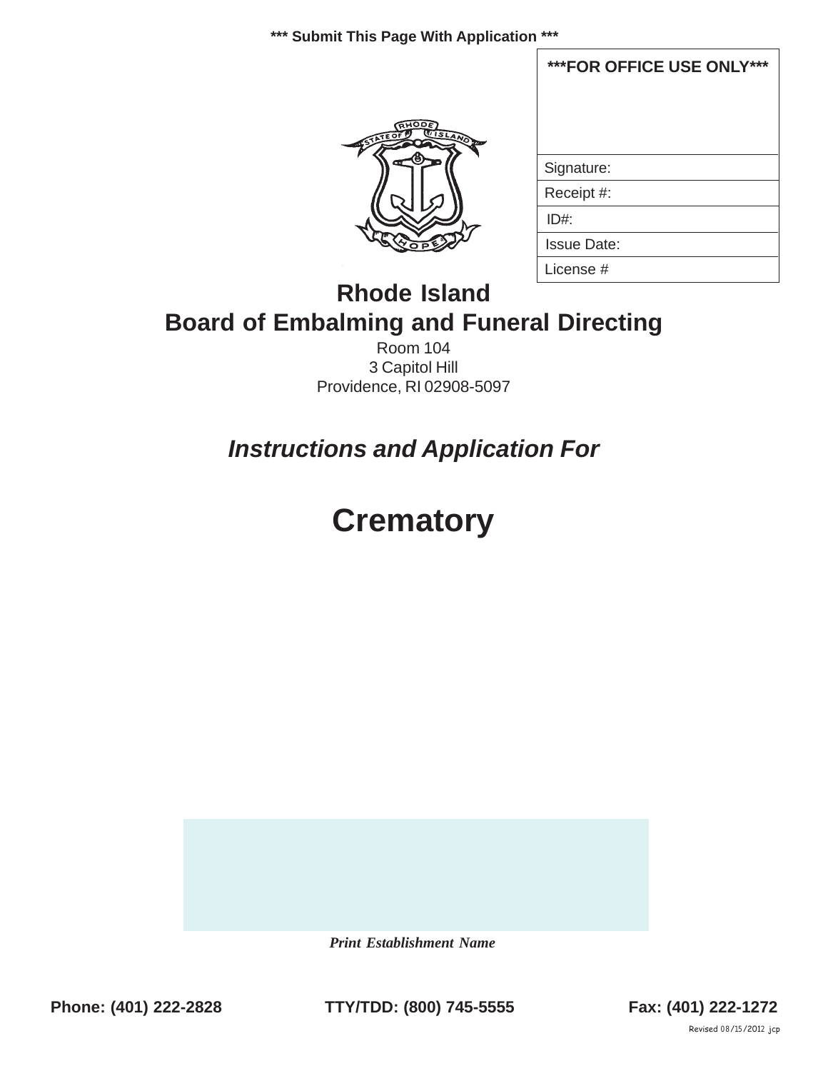*** Submit This Page With Application ***

| ***FOR OFFICE USE ONLY*** |
|---|
| |
| Signature: |
| Receipt #: |
| ID#: |
| Issue Date: |
| License # |

# Rhode Island
# Board of Embalming and Funeral Directing

Room 104
3 Capitol Hill
Providence, RI 02908-5097

## *Instructions and Application For*

# Crematory

***Print Establishment Name***

**Phone: (401) 222-2828** **TTY/TDD: (800) 745-5555** **Fax: (401) 222-1272**

Revised 08/15/2012 jcp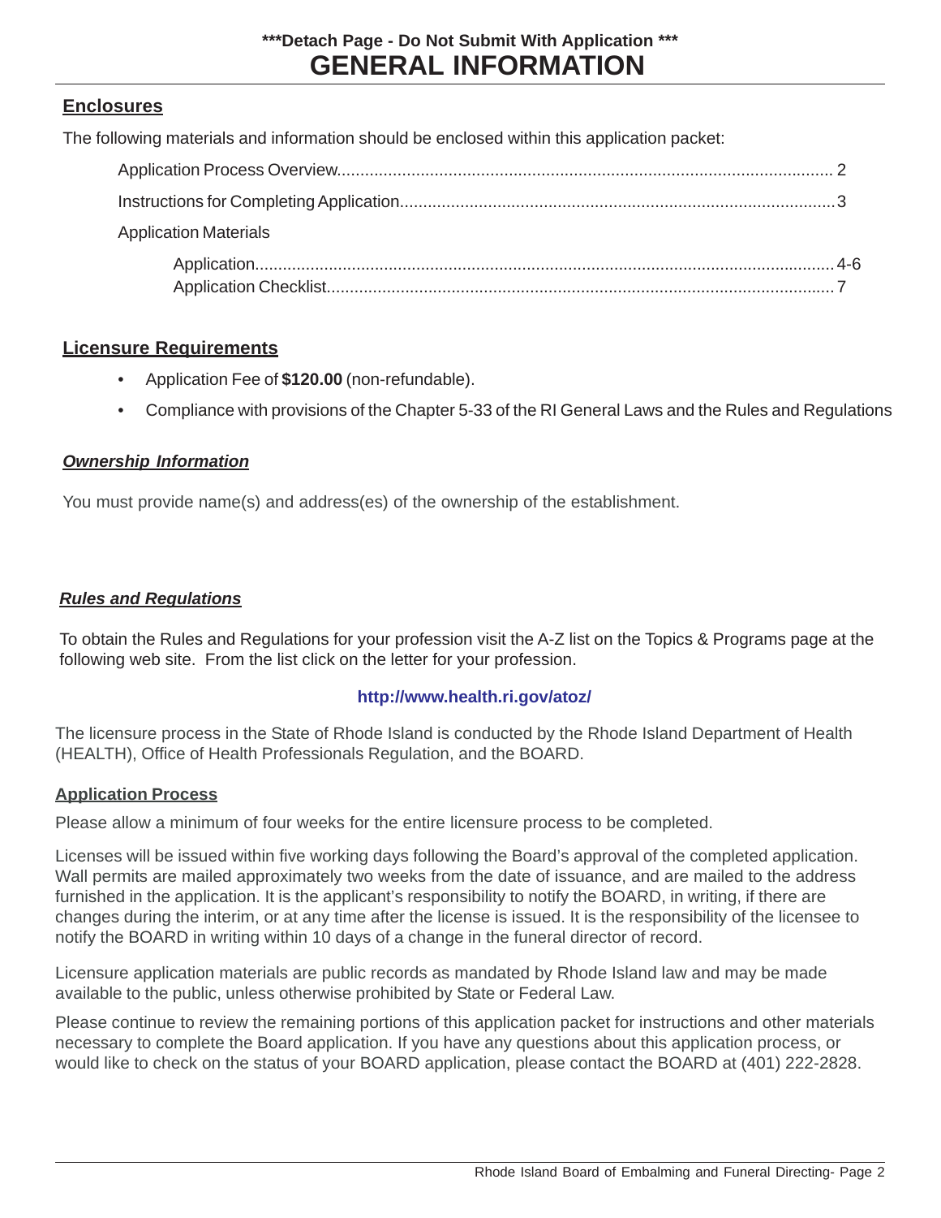***Detach Page - Do Not Submit With Application ***

# GENERAL INFORMATION

## Enclosures

The following materials and information should be enclosed within this application packet:

- Application Process Overview.......... 2
- Instructions for Completing Application.......... 3
- Application Materials
  - Application.......... 4-6
  - Application Checklist.......... 7

## Licensure Requirements

- Application Fee of **$120.00** (non-refundable).
- Compliance with provisions of the Chapter 5-33 of the RI General Laws and the Rules and Regulations

### *Ownership Information*

You must provide name(s) and address(es) of the ownership of the establishment.

### *Rules and Regulations*

To obtain the Rules and Regulations for your profession visit the A-Z list on the Topics & Programs page at the following web site. From the list click on the letter for your profession.

**http://www.health.ri.gov/atoz/**

The licensure process in the State of Rhode Island is conducted by the Rhode Island Department of Health (HEALTH), Office of Health Professionals Regulation, and the BOARD.

## Application Process

Please allow a minimum of four weeks for the entire licensure process to be completed.

Licenses will be issued within five working days following the Board's approval of the completed application. Wall permits are mailed approximately two weeks from the date of issuance, and are mailed to the address furnished in the application. It is the applicant's responsibility to notify the BOARD, in writing, if there are changes during the interim, or at any time after the license is issued. It is the responsibility of the licensee to notify the BOARD in writing within 10 days of a change in the funeral director of record.

Licensure application materials are public records as mandated by Rhode Island law and may be made available to the public, unless otherwise prohibited by State or Federal Law.

Please continue to review the remaining portions of this application packet for instructions and other materials necessary to complete the Board application. If you have any questions about this application process, or would like to check on the status of your BOARD application, please contact the BOARD at (401) 222-2828.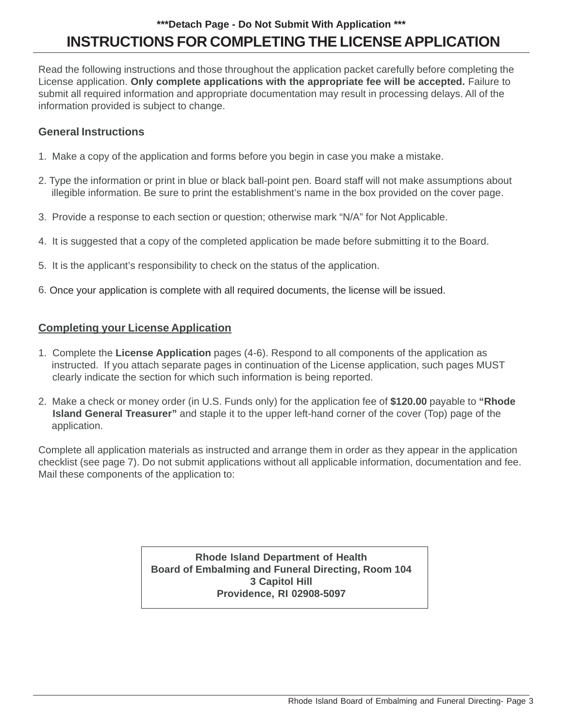***Detach Page - Do Not Submit With Application ***

# INSTRUCTIONS FOR COMPLETING THE LICENSE APPLICATION

Read the following instructions and those throughout the application packet carefully before completing the License application. **Only complete applications with the appropriate fee will be accepted.** Failure to submit all required information and appropriate documentation may result in processing delays. All of the information provided is subject to change.

## General Instructions

1. Make a copy of the application and forms before you begin in case you make a mistake.
2. Type the information or print in blue or black ball-point pen. Board staff will not make assumptions about illegible information. Be sure to print the establishment's name in the box provided on the cover page.
3. Provide a response to each section or question; otherwise mark "N/A" for Not Applicable.
4. It is suggested that a copy of the completed application be made before submitting it to the Board.
5. It is the applicant's responsibility to check on the status of the application.
6. Once your application is complete with all required documents, the license will be issued.

## Completing your License Application

1. Complete the **License Application** pages (4-6). Respond to all components of the application as instructed. If you attach separate pages in continuation of the License application, such pages MUST clearly indicate the section for which such information is being reported.
2. Make a check or money order (in U.S. Funds only) for the application fee of **$120.00** payable to **"Rhode Island General Treasurer"** and staple it to the upper left-hand corner of the cover (Top) page of the application.

Complete all application materials as instructed and arrange them in order as they appear in the application checklist (see page 7). Do not submit applications without all applicable information, documentation and fee. Mail these components of the application to:

**Rhode Island Department of Health**
**Board of Embalming and Funeral Directing, Room 104**
**3 Capitol Hill**
**Providence, RI 02908-5097**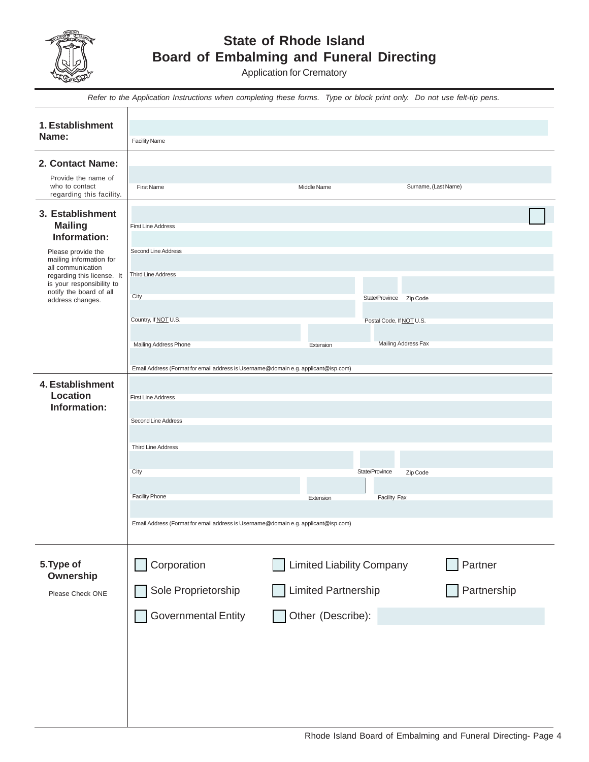# State of Rhode Island
# Board of Embalming and Funeral Directing

Application for Crematory

*Refer to the Application Instructions when completing these forms. Type or block print only. Do not use felt-tip pens.*

**1. Establishment Name:**

Facility Name

**2. Contact Name:**

Provide the name of who to contact regarding this facility.

First Name | Middle Name | Surname, (Last Name)

**3. Establishment Mailing Information:**

Please provide the mailing information for all communication regarding this license. It is your responsibility to notify the board of all address changes.

First Line Address

Second Line Address

Third Line Address

City | State/Province | Zip Code

Country, If NOT U.S. | Postal Code, If NOT U.S.

Mailing Address Phone | Extension | Mailing Address Fax

Email Address (Format for email address is Username@domain e.g. applicant@isp.com)

**4. Establishment Location Information:**

First Line Address

Second Line Address

Third Line Address

City | State/Province | Zip Code

Facility Phone | Extension | Facility Fax

Email Address (Format for email address is Username@domain e.g. applicant@isp.com)

**5. Type of Ownership**

Please Check ONE

- ☐ Corporation
- ☐ Limited Liability Company
- ☐ Partner
- ☐ Sole Proprietorship
- ☐ Limited Partnership
- ☐ Partnership
- ☐ Governmental Entity
- ☐ Other (Describe):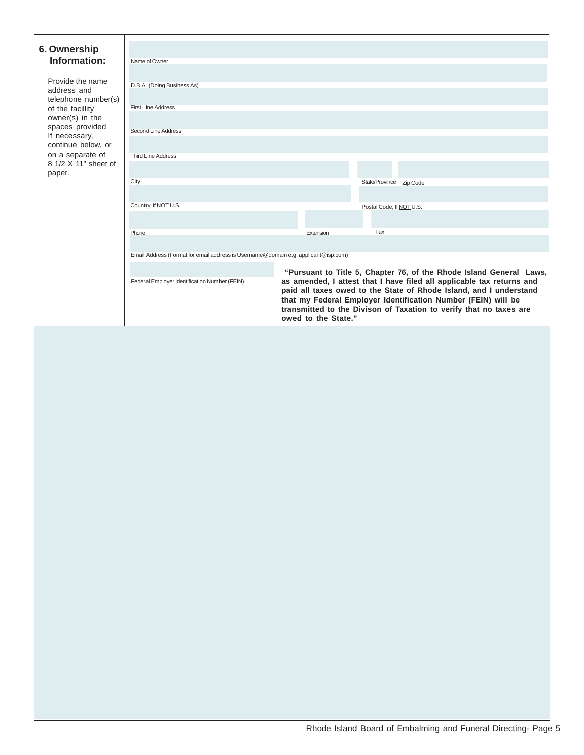## 6. Ownership Information:

Provide the name address and telephone number(s) of the facillity owner(s) in the spaces provided If necessary, continue below, or on a separate of 8 1/2 X 11" sheet of paper.

Name of Owner

D.B.A. (Doing Business As)

First Line Address

Second Line Address

Third Line Address

City

State/Province

Zip Code

Country, If NOT U.S.

Postal Code, If NOT U.S.

Phone

Extension

Fax

Email Address (Format for email address is Username@domain e.g. applicant@isp.com)

Federal Employer Identification Number (FEIN)

**"Pursuant to Title 5, Chapter 76, of the Rhode Island General Laws, as amended, I attest that I have filed all applicable tax returns and paid all taxes owed to the State of Rhode Island, and I understand that my Federal Employer Identification Number (FEIN) will be transmitted to the Divison of Taxation to verify that no taxes are owed to the State."**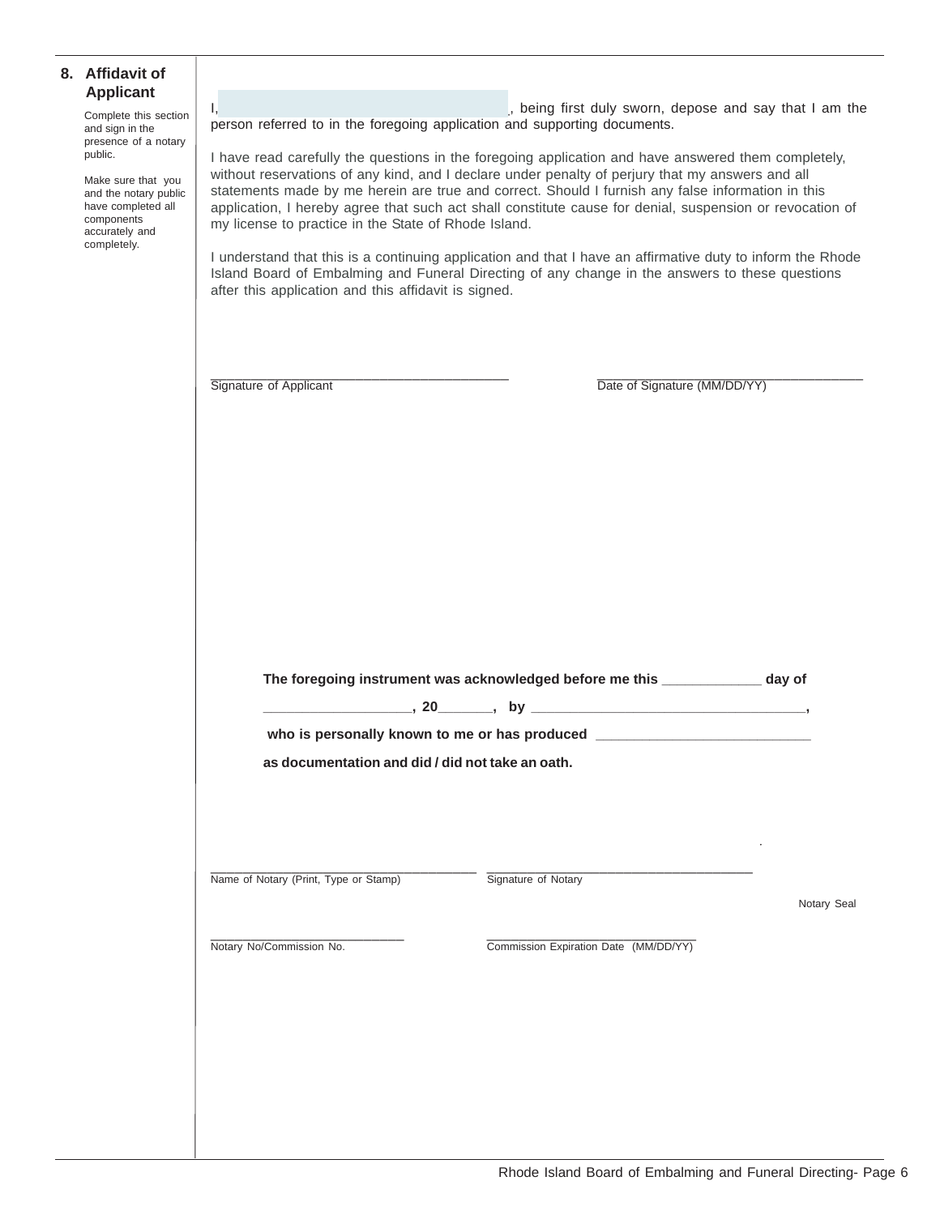## 8. Affidavit of Applicant

Complete this section and sign in the presence of a notary public.

Make sure that you and the notary public have completed all components accurately and completely.

I, ____________________________________, being first duly sworn, depose and say that I am the person referred to in the foregoing application and supporting documents.

I have read carefully the questions in the foregoing application and have answered them completely, without reservations of any kind, and I declare under penalty of perjury that my answers and all statements made by me herein are true and correct. Should I furnish any false information in this application, I hereby agree that such act shall constitute cause for denial, suspension or revocation of my license to practice in the State of Rhode Island.

I understand that this is a continuing application and that I have an affirmative duty to inform the Rhode Island Board of Embalming and Funeral Directing of any change in the answers to these questions after this application and this affidavit is signed.

______________________________________
Signature of Applicant

______________________________________
Date of Signature (MM/DD/YY)

**The foregoing instrument was acknowledged before me this _____________ day of**

**__________________, 20_______, by ___________________________________,**

**who is personally known to me or has produced ___________________________**

**as documentation and did / did not take an oath.**

______________________________________
Name of Notary (Print, Type or Stamp)

______________________________________
Signature of Notary

Notary Seal

____________________________
Notary No/Commission No.

____________________________
Commission Expiration Date (MM/DD/YY)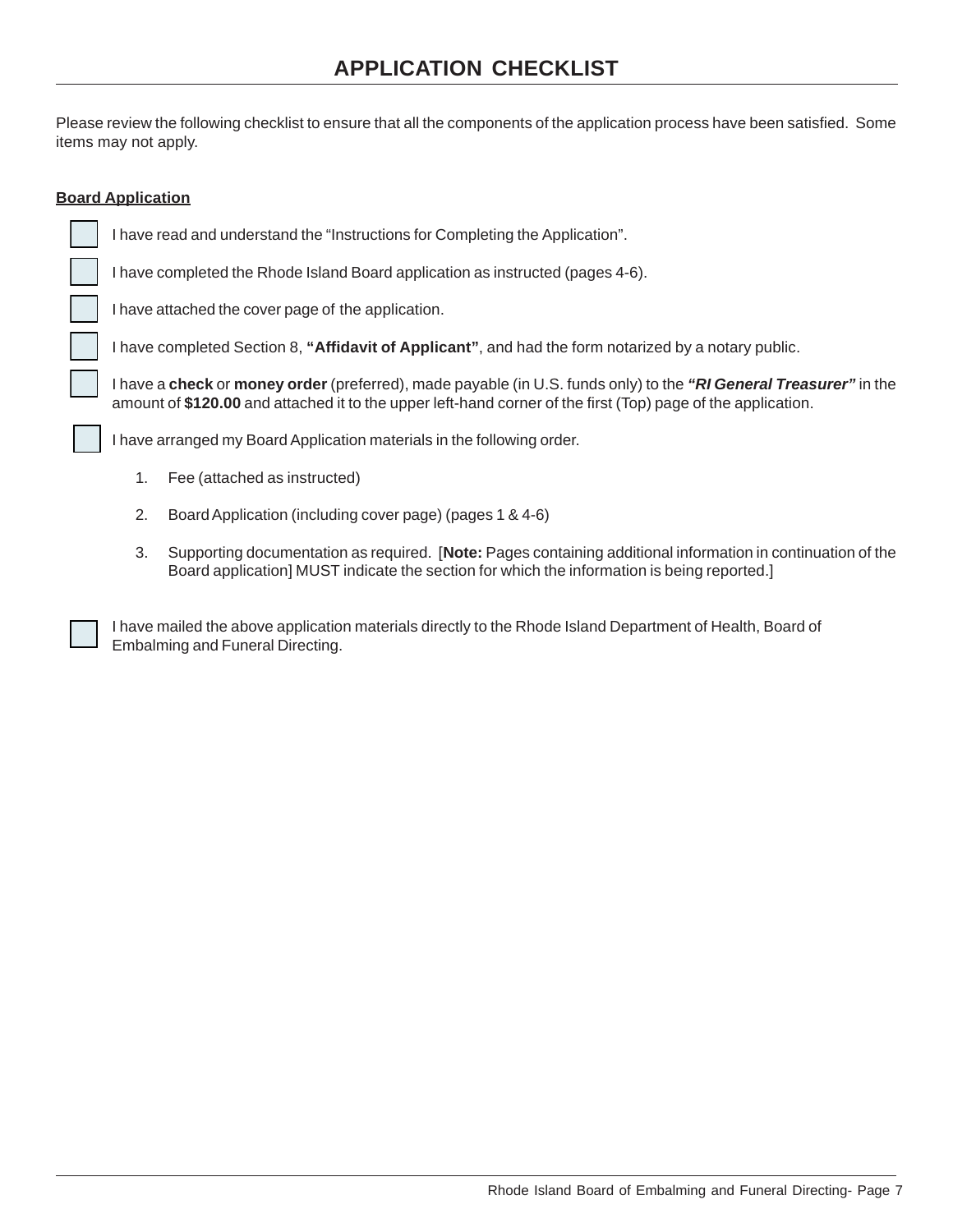# APPLICATION CHECKLIST

Please review the following checklist to ensure that all the components of the application process have been satisfied. Some items may not apply.

**Board Application**

- [ ] I have read and understand the "Instructions for Completing the Application".
- [ ] I have completed the Rhode Island Board application as instructed (pages 4-6).
- [ ] I have attached the cover page of the application.
- [ ] I have completed Section 8, **"Affidavit of Applicant"**, and had the form notarized by a notary public.
- [ ] I have a **check** or **money order** (preferred), made payable (in U.S. funds only) to the ***"RI General Treasurer"*** in the amount of **$120.00** and attached it to the upper left-hand corner of the first (Top) page of the application.
- [ ] I have arranged my Board Application materials in the following order.

    1. Fee (attached as instructed)
    2. Board Application (including cover page) (pages 1 & 4-6)
    3. Supporting documentation as required. [**Note:** Pages containing additional information in continuation of the Board application] MUST indicate the section for which the information is being reported.]

- [ ] I have mailed the above application materials directly to the Rhode Island Department of Health, Board of Embalming and Funeral Directing.